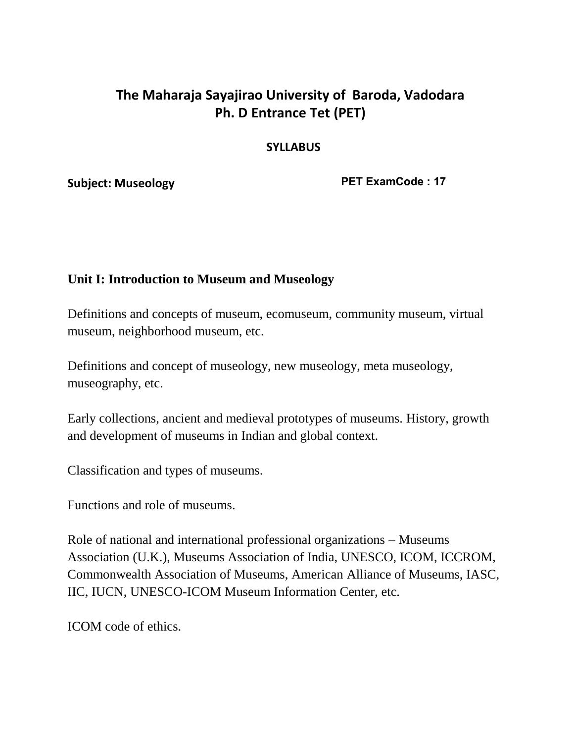# The Maharaja Sayajirao University of Baroda, Vadodara
# Ph. D Entrance Tet (PET)

**SYLLABUS**

**Subject: Museology** **PET ExamCode : 17**

## Unit I: Introduction to Museum and Museology

Definitions and concepts of museum, ecomuseum, community museum, virtual museum, neighborhood museum, etc.

Definitions and concept of museology, new museology, meta museology, museography, etc.

Early collections, ancient and medieval prototypes of museums. History, growth and development of museums in Indian and global context.

Classification and types of museums.

Functions and role of museums.

Role of national and international professional organizations – Museums Association (U.K.), Museums Association of India, UNESCO, ICOM, ICCROM, Commonwealth Association of Museums, American Alliance of Museums, IASC, IIC, IUCN, UNESCO-ICOM Museum Information Center, etc.

ICOM code of ethics.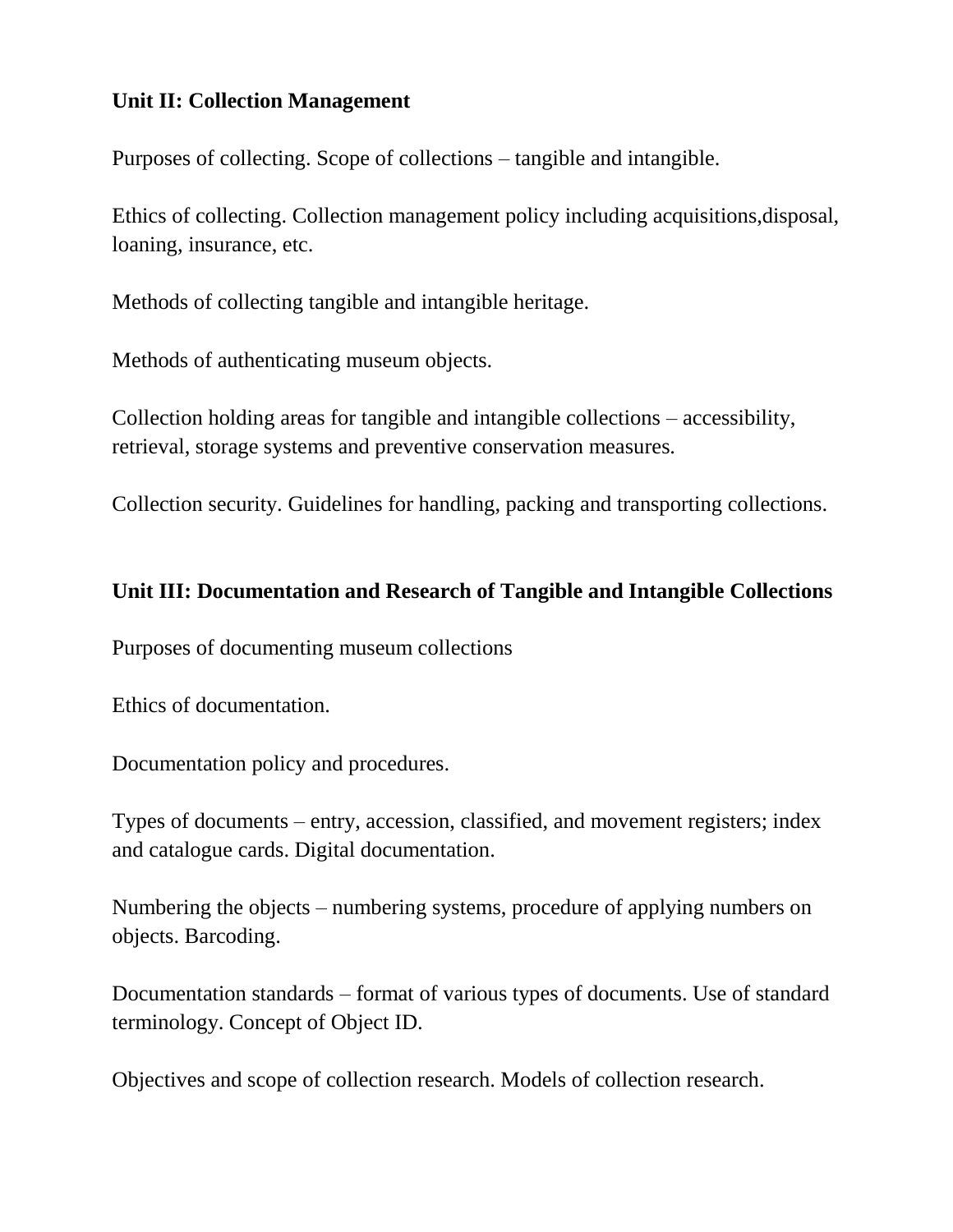**Unit II: Collection Management**

Purposes of collecting. Scope of collections – tangible and intangible.

Ethics of collecting. Collection management policy including acquisitions,disposal, loaning, insurance, etc.

Methods of collecting tangible and intangible heritage.

Methods of authenticating museum objects.

Collection holding areas for tangible and intangible collections – accessibility, retrieval, storage systems and preventive conservation measures.

Collection security. Guidelines for handling, packing and transporting collections.

**Unit III: Documentation and Research of Tangible and Intangible Collections**

Purposes of documenting museum collections

Ethics of documentation.

Documentation policy and procedures.

Types of documents – entry, accession, classified, and movement registers; index and catalogue cards. Digital documentation.

Numbering the objects – numbering systems, procedure of applying numbers on objects. Barcoding.

Documentation standards – format of various types of documents. Use of standard terminology. Concept of Object ID.

Objectives and scope of collection research. Models of collection research.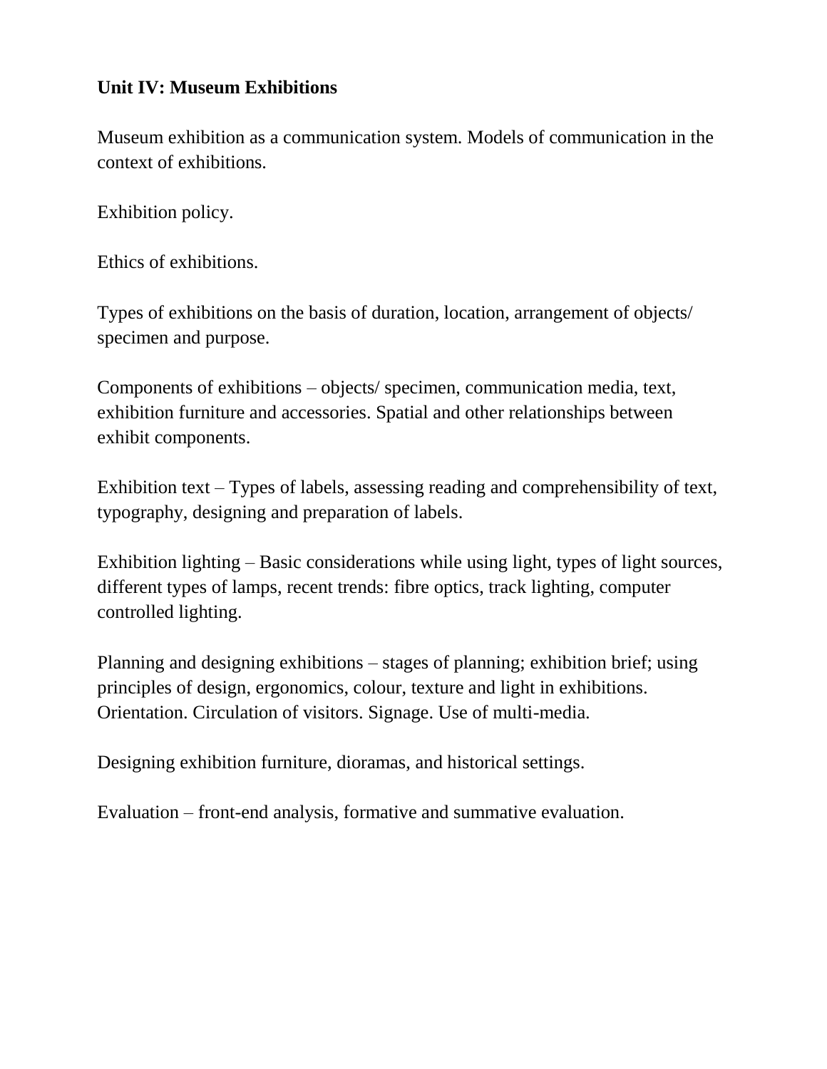**Unit IV: Museum Exhibitions**

Museum exhibition as a communication system. Models of communication in the context of exhibitions.

Exhibition policy.

Ethics of exhibitions.

Types of exhibitions on the basis of duration, location, arrangement of objects/ specimen and purpose.

Components of exhibitions – objects/ specimen, communication media, text, exhibition furniture and accessories. Spatial and other relationships between exhibit components.

Exhibition text – Types of labels, assessing reading and comprehensibility of text, typography, designing and preparation of labels.

Exhibition lighting – Basic considerations while using light, types of light sources, different types of lamps, recent trends: fibre optics, track lighting, computer controlled lighting.

Planning and designing exhibitions – stages of planning; exhibition brief; using principles of design, ergonomics, colour, texture and light in exhibitions. Orientation. Circulation of visitors. Signage. Use of multi-media.

Designing exhibition furniture, dioramas, and historical settings.

Evaluation – front-end analysis, formative and summative evaluation.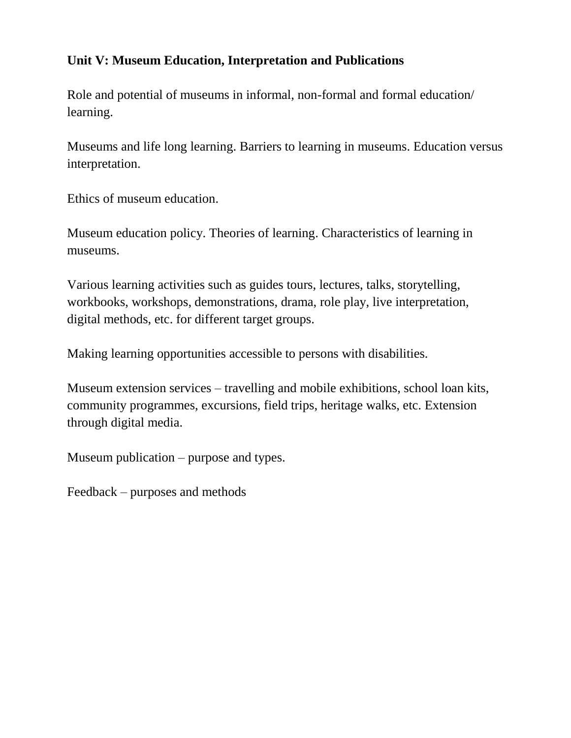**Unit V: Museum Education, Interpretation and Publications**

Role and potential of museums in informal, non-formal and formal education/ learning.

Museums and life long learning. Barriers to learning in museums. Education versus interpretation.

Ethics of museum education.

Museum education policy. Theories of learning. Characteristics of learning in museums.

Various learning activities such as guides tours, lectures, talks, storytelling, workbooks, workshops, demonstrations, drama, role play, live interpretation, digital methods, etc. for different target groups.

Making learning opportunities accessible to persons with disabilities.

Museum extension services – travelling and mobile exhibitions, school loan kits, community programmes, excursions, field trips, heritage walks, etc. Extension through digital media.

Museum publication – purpose and types.

Feedback – purposes and methods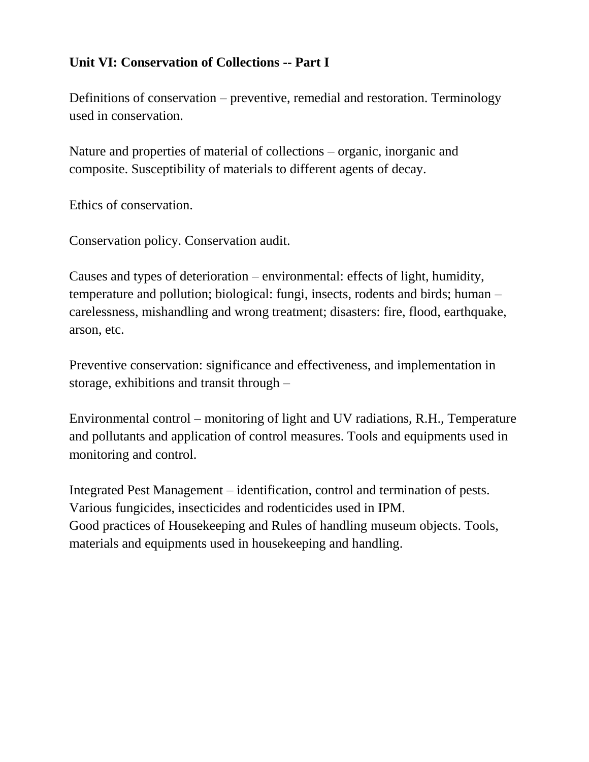**Unit VI: Conservation of Collections -- Part I**

Definitions of conservation – preventive, remedial and restoration. Terminology used in conservation.

Nature and properties of material of collections – organic, inorganic and composite. Susceptibility of materials to different agents of decay.

Ethics of conservation.

Conservation policy. Conservation audit.

Causes and types of deterioration – environmental: effects of light, humidity, temperature and pollution; biological: fungi, insects, rodents and birds; human – carelessness, mishandling and wrong treatment; disasters: fire, flood, earthquake, arson, etc.

Preventive conservation: significance and effectiveness, and implementation in storage, exhibitions and transit through –

Environmental control – monitoring of light and UV radiations, R.H., Temperature and pollutants and application of control measures. Tools and equipments used in monitoring and control.

Integrated Pest Management – identification, control and termination of pests. Various fungicides, insecticides and rodenticides used in IPM.
Good practices of Housekeeping and Rules of handling museum objects. Tools, materials and equipments used in housekeeping and handling.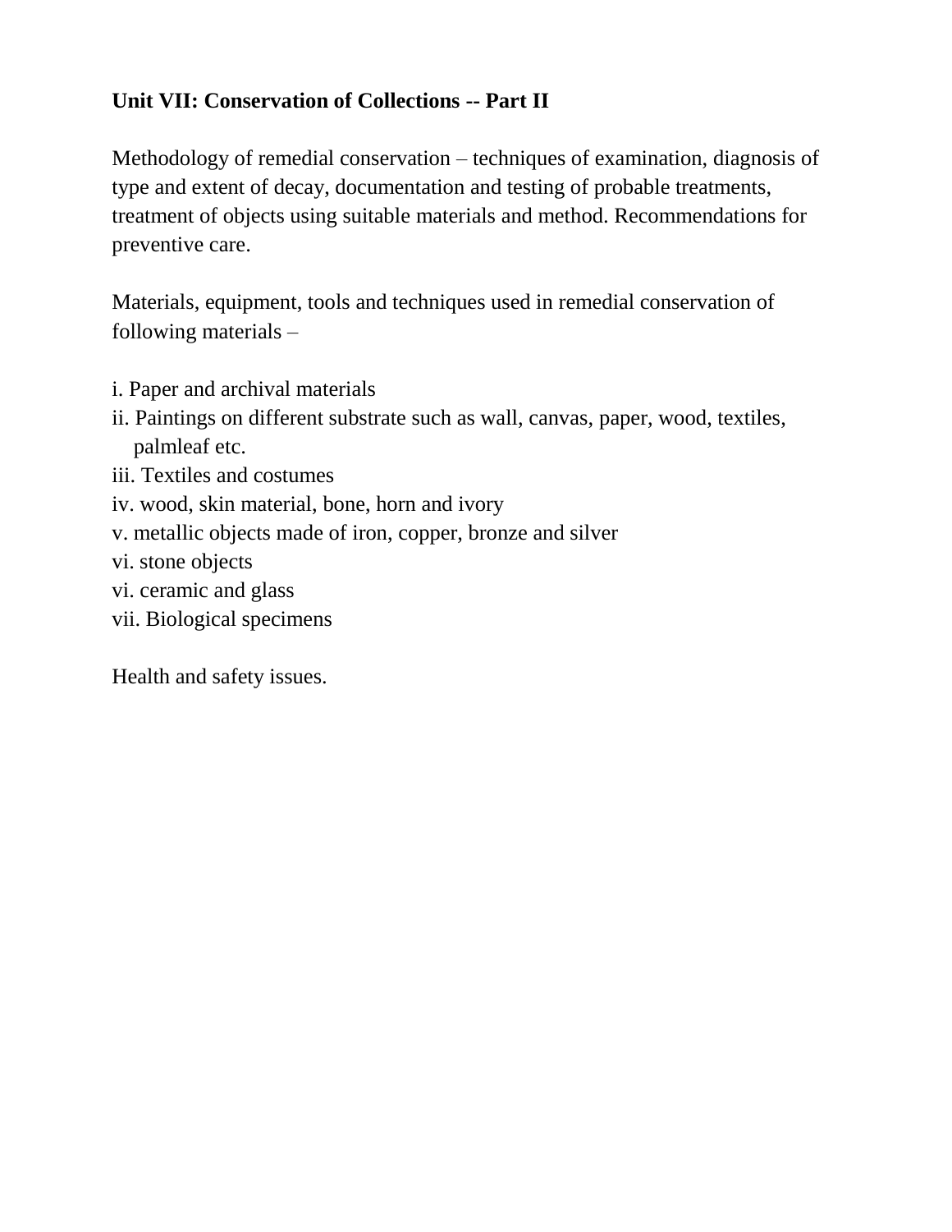**Unit VII: Conservation of Collections -- Part II**

Methodology of remedial conservation – techniques of examination, diagnosis of type and extent of decay, documentation and testing of probable treatments, treatment of objects using suitable materials and method. Recommendations for preventive care.

Materials, equipment, tools and techniques used in remedial conservation of following materials –

i. Paper and archival materials
ii. Paintings on different substrate such as wall, canvas, paper, wood, textiles, palmleaf etc.
iii. Textiles and costumes
iv. wood, skin material, bone, horn and ivory
v. metallic objects made of iron, copper, bronze and silver
vi. stone objects
vi. ceramic and glass
vii. Biological specimens

Health and safety issues.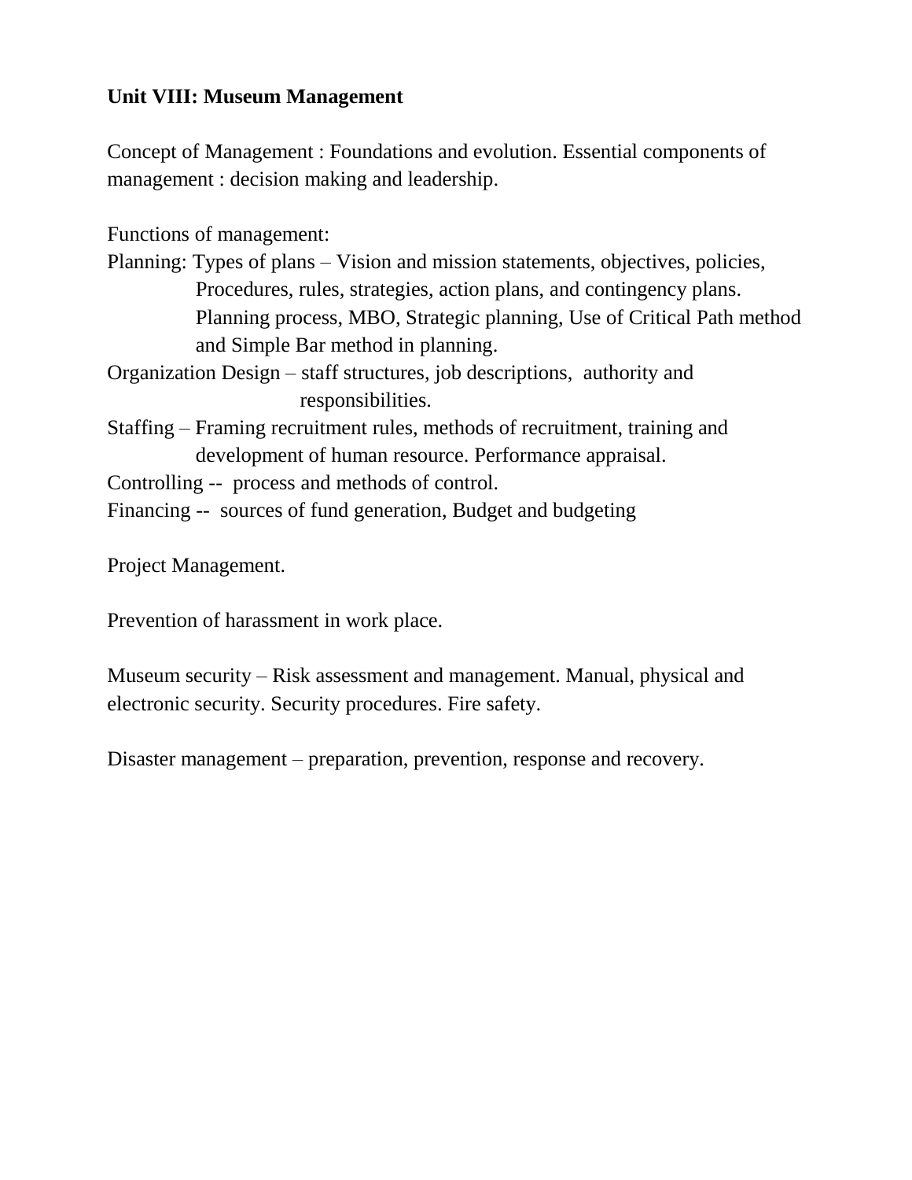**Unit VIII: Museum Management**

Concept of Management : Foundations and evolution. Essential components of management : decision making and leadership.

Functions of management:

Planning: Types of plans – Vision and mission statements, objectives, policies, Procedures, rules, strategies, action plans, and contingency plans. Planning process, MBO, Strategic planning, Use of Critical Path method and Simple Bar method in planning.

Organization Design – staff structures, job descriptions, authority and responsibilities.

Staffing – Framing recruitment rules, methods of recruitment, training and development of human resource. Performance appraisal.

Controlling -- process and methods of control.

Financing -- sources of fund generation, Budget and budgeting

Project Management.

Prevention of harassment in work place.

Museum security – Risk assessment and management. Manual, physical and electronic security. Security procedures. Fire safety.

Disaster management – preparation, prevention, response and recovery.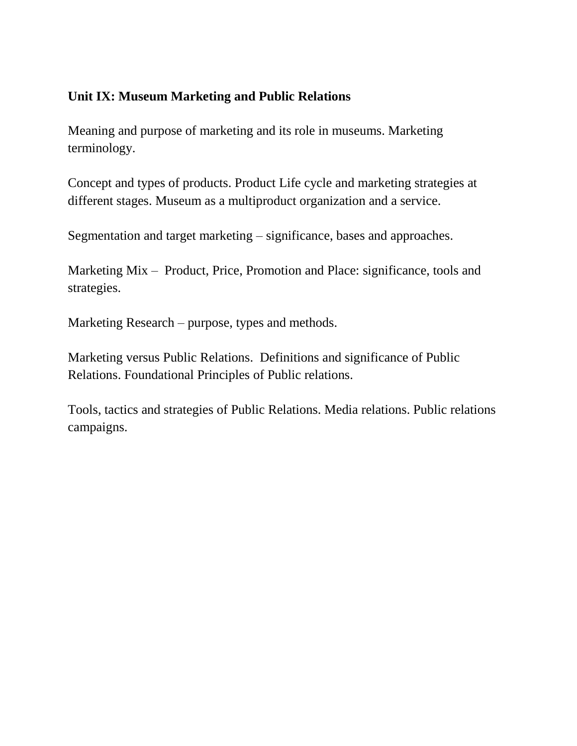**Unit IX: Museum Marketing and Public Relations**

Meaning and purpose of marketing and its role in museums. Marketing terminology.

Concept and types of products. Product Life cycle and marketing strategies at different stages. Museum as a multiproduct organization and a service.

Segmentation and target marketing – significance, bases and approaches.

Marketing Mix – Product, Price, Promotion and Place: significance, tools and strategies.

Marketing Research – purpose, types and methods.

Marketing versus Public Relations. Definitions and significance of Public Relations. Foundational Principles of Public relations.

Tools, tactics and strategies of Public Relations. Media relations. Public relations campaigns.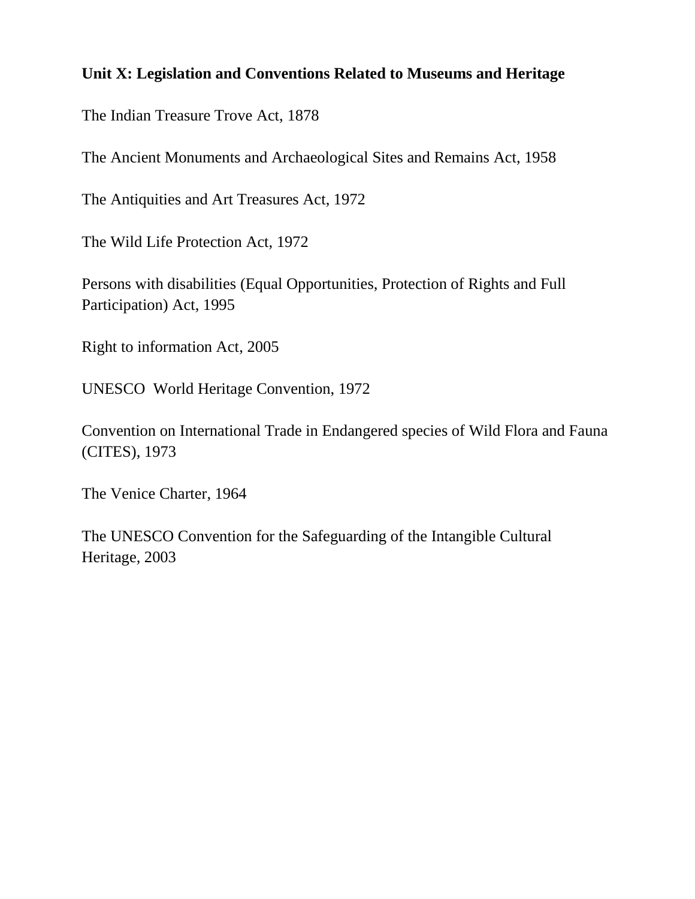**Unit X: Legislation and Conventions Related to Museums and Heritage**

The Indian Treasure Trove Act, 1878

The Ancient Monuments and Archaeological Sites and Remains Act, 1958

The Antiquities and Art Treasures Act, 1972

The Wild Life Protection Act, 1972

Persons with disabilities (Equal Opportunities, Protection of Rights and Full Participation) Act, 1995

Right to information Act, 2005

UNESCO World Heritage Convention, 1972

Convention on International Trade in Endangered species of Wild Flora and Fauna (CITES), 1973

The Venice Charter, 1964

The UNESCO Convention for the Safeguarding of the Intangible Cultural Heritage, 2003